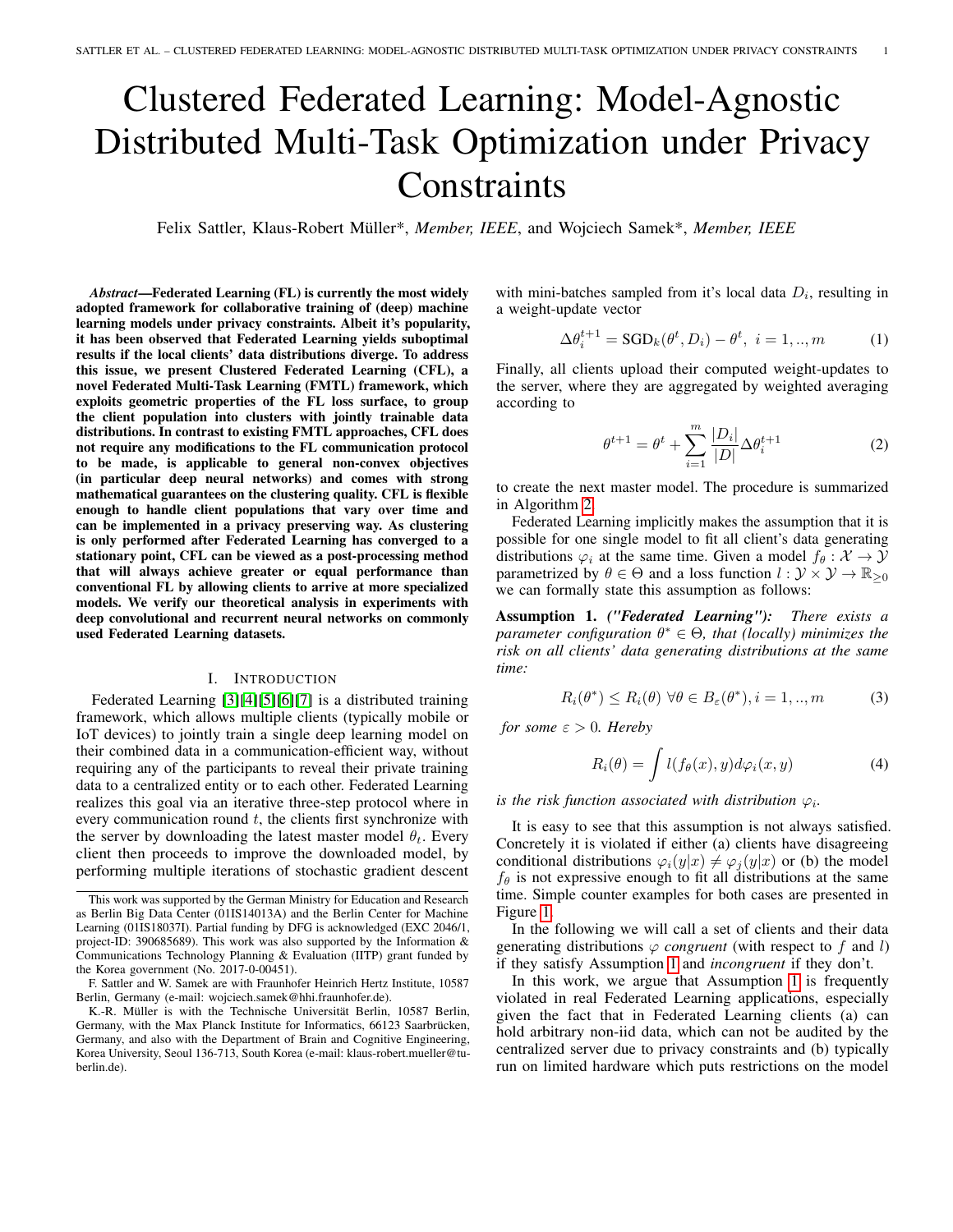# Clustered Federated Learning: Model-Agnostic Distributed Multi-Task Optimization under Privacy Constraints

Felix Sattler, Klaus-Robert Müller*, *Member, IEEE*, and Wojciech Samek*, *Member, IEEE*

***Abstract*—Federated Learning (FL) is currently the most widely adopted framework for collaborative training of (deep) machine learning models under privacy constraints. Albeit it's popularity, it has been observed that Federated Learning yields suboptimal results if the local clients' data distributions diverge. To address this issue, we present Clustered Federated Learning (CFL), a novel Federated Multi-Task Learning (FMTL) framework, which exploits geometric properties of the FL loss surface, to group the client population into clusters with jointly trainable data distributions. In contrast to existing FMTL approaches, CFL does not require any modifications to the FL communication protocol to be made, is applicable to general non-convex objectives (in particular deep neural networks) and comes with strong mathematical guarantees on the clustering quality. CFL is flexible enough to handle client populations that vary over time and can be implemented in a privacy preserving way. As clustering is only performed after Federated Learning has converged to a stationary point, CFL can be viewed as a post-processing method that will always achieve greater or equal performance than conventional FL by allowing clients to arrive at more specialized models. We verify our theoretical analysis in experiments with deep convolutional and recurrent neural networks on commonly used Federated Learning datasets.**

## I. Introduction

Federated Learning [3][4][5][6][7] is a distributed training framework, which allows multiple clients (typically mobile or IoT devices) to jointly train a single deep learning model on their combined data in a communication-efficient way, without requiring any of the participants to reveal their private training data to a centralized entity or to each other. Federated Learning realizes this goal via an iterative three-step protocol where in every communication round $t$, the clients first synchronize with the server by downloading the latest master model $\theta_t$. Every client then proceeds to improve the downloaded model, by performing multiple iterations of stochastic gradient descent with mini-batches sampled from it's local data $D_i$, resulting in a weight-update vector

$$\Delta\theta_i^{t+1} = \text{SGD}_k(\theta^t, D_i) - \theta^t,\ i = 1, .., m \tag{1}$$

Finally, all clients upload their computed weight-updates to the server, where they are aggregated by weighted averaging according to

$$\theta^{t+1} = \theta^t + \sum_{i=1}^{m} \frac{|D_i|}{|D|} \Delta\theta_i^{t+1} \tag{2}$$

to create the next master model. The procedure is summarized in Algorithm 2.

Federated Learning implicitly makes the assumption that it is possible for one single model to fit all client's data generating distributions $\varphi_i$ at the same time. Given a model $f_\theta : \mathcal{X} \to \mathcal{Y}$ parametrized by $\theta \in \Theta$ and a loss function $l : \mathcal{Y} \times \mathcal{Y} \to \mathbb{R}_{\geq 0}$ we can formally state this assumption as follows:

**Assumption 1.** ***("Federated Learning"):*** *There exists a parameter configuration $\theta^* \in \Theta$, that (locally) minimizes the risk on all clients' data generating distributions at the same time:*

$$R_i(\theta^*) \leq R_i(\theta)\ \forall \theta \in B_\varepsilon(\theta^*), i = 1, .., m \tag{3}$$

*for some $\varepsilon > 0$. Hereby*

$$R_i(\theta) = \int l(f_\theta(x), y) d\varphi_i(x, y) \tag{4}$$

*is the risk function associated with distribution $\varphi_i$.*

It is easy to see that this assumption is not always satisfied. Concretely it is violated if either (a) clients have disagreeing conditional distributions $\varphi_i(y|x) \neq \varphi_j(y|x)$ or (b) the model $f_\theta$ is not expressive enough to fit all distributions at the same time. Simple counter examples for both cases are presented in Figure 1.

In the following we will call a set of clients and their data generating distributions $\varphi$ *congruent* (with respect to $f$ and $l$) if they satisfy Assumption 1 and *incongruent* if they don't.

In this work, we argue that Assumption 1 is frequently violated in real Federated Learning applications, especially given the fact that in Federated Learning clients (a) can hold arbitrary non-iid data, which can not be audited by the centralized server due to privacy constraints and (b) typically run on limited hardware which puts restrictions on the model

---

This work was supported by the German Ministry for Education and Research as Berlin Big Data Center (01IS14013A) and the Berlin Center for Machine Learning (01IS18037I). Partial funding by DFG is acknowledged (EXC 2046/1, project-ID: 390685689). This work was also supported by the Information & Communications Technology Planning & Evaluation (IITP) grant funded by the Korea government (No. 2017-0-00451).

F. Sattler and W. Samek are with Fraunhofer Heinrich Hertz Institute, 10587 Berlin, Germany (e-mail: wojciech.samek@hhi.fraunhofer.de).

K.-R. Müller is with the Technische Universität Berlin, 10587 Berlin, Germany, with the Max Planck Institute for Informatics, 66123 Saarbrücken, Germany, and also with the Department of Brain and Cognitive Engineering, Korea University, Seoul 136-713, South Korea (e-mail: klaus-robert.mueller@tu-berlin.de).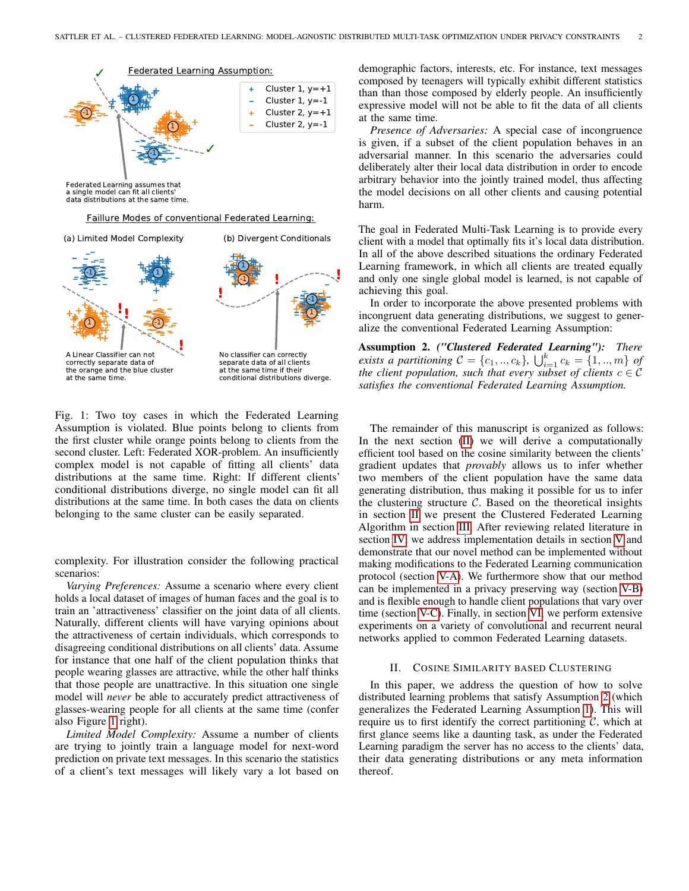Fig. 1: Two toy cases in which the Federated Learning Assumption is violated. Blue points belong to clients from the first cluster while orange points belong to clients from the second cluster. Left: Federated XOR-problem. An insufficiently complex model is not capable of fitting all clients' data distributions at the same time. Right: If different clients' conditional distributions diverge, no single model can fit all distributions at the same time. In both cases the data on clients belonging to the same cluster can be easily separated.

complexity. For illustration consider the following practical scenarios:

*Varying Preferences:* Assume a scenario where every client holds a local dataset of images of human faces and the goal is to train an 'attractiveness' classifier on the joint data of all clients. Naturally, different clients will have varying opinions about the attractiveness of certain individuals, which corresponds to disagreeing conditional distributions on all clients' data. Assume for instance that one half of the client population thinks that people wearing glasses are attractive, while the other half thinks that those people are unattractive. In this situation one single model will *never* be able to accurately predict attractiveness of glasses-wearing people for all clients at the same time (confer also Figure 1 right).

*Limited Model Complexity:* Assume a number of clients are trying to jointly train a language model for next-word prediction on private text messages. In this scenario the statistics of a client's text messages will likely vary a lot based on demographic factors, interests, etc. For instance, text messages composed by teenagers will typically exhibit different statistics than than those composed by elderly people. An insufficiently expressive model will not be able to fit the data of all clients at the same time.

*Presence of Adversaries:* A special case of incongruence is given, if a subset of the client population behaves in an adversarial manner. In this scenario the adversaries could deliberately alter their local data distribution in order to encode arbitrary behavior into the jointly trained model, thus affecting the model decisions on all other clients and causing potential harm.

The goal in Federated Multi-Task Learning is to provide every client with a model that optimally fits it's local data distribution. In all of the above described situations the ordinary Federated Learning framework, in which all clients are treated equally and only one single global model is learned, is not capable of achieving this goal.

In order to incorporate the above presented problems with incongruent data generating distributions, we suggest to generalize the conventional Federated Learning Assumption:

**Assumption 2.** ***("Clustered Federated Learning"):*** *There exists a partitioning $\mathcal{C} = \{c_1, .., c_k\}$, $\bigcup_{i=1}^k c_k = \{1, .., m\}$ of the client population, such that every subset of clients $c \in \mathcal{C}$ satisfies the conventional Federated Learning Assumption.*

The remainder of this manuscript is organized as follows: In the next section (II) we will derive a computationally efficient tool based on the cosine similarity between the clients' gradient updates that *provably* allows us to infer whether two members of the client population have the same data generating distribution, thus making it possible for us to infer the clustering structure $\mathcal{C}$. Based on the theoretical insights in section II we present the Clustered Federated Learning Algorithm in section III. After reviewing related literature in section IV we address implementation details in section V and demonstrate that our novel method can be implemented without making modifications to the Federated Learning communication protocol (section V-A). We furthermore show that our method can be implemented in a privacy preserving way (section V-B) and is flexible enough to handle client populations that vary over time (section V-C). Finally, in section VI, we perform extensive experiments on a variety of convolutional and recurrent neural networks applied to common Federated Learning datasets.

## II. Cosine Similarity based Clustering

In this paper, we address the question of how to solve distributed learning problems that satisfy Assumption 2 (which generalizes the Federated Learning Assumption 1). This will require us to first identify the correct partitioning $\mathcal{C}$, which at first glance seems like a daunting task, as under the Federated Learning paradigm the server has no access to the clients' data, their data generating distributions or any meta information thereof.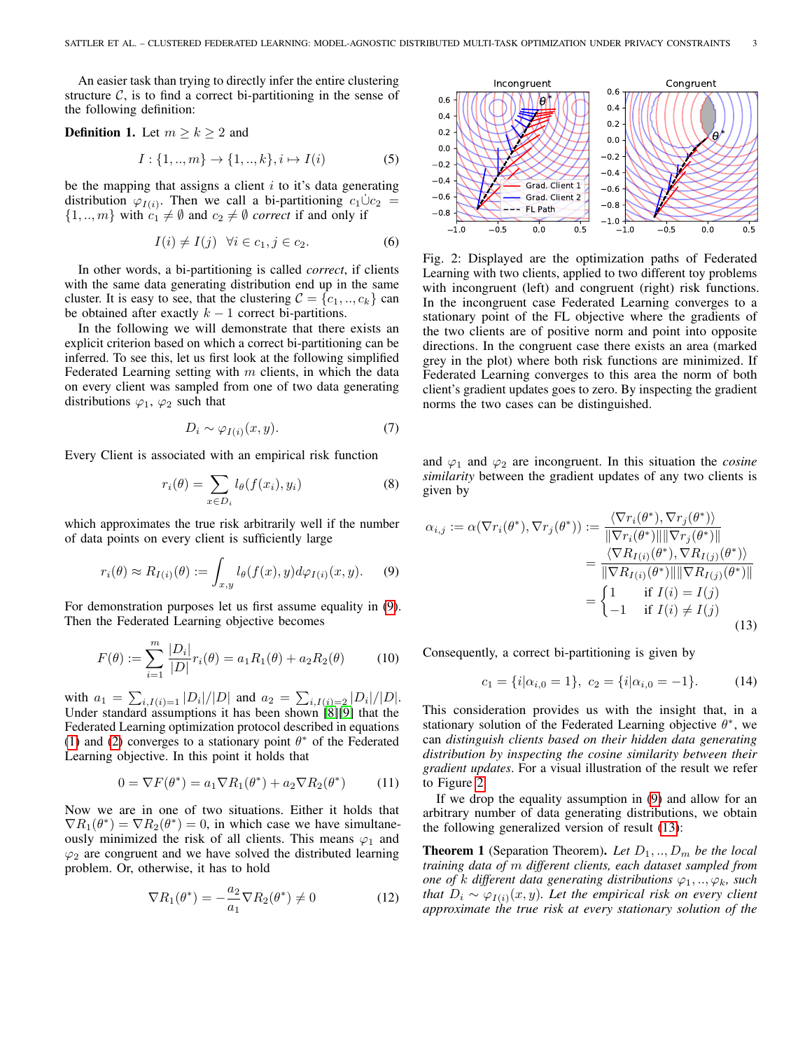An easier task than trying to directly infer the entire clustering structure $\mathcal{C}$, is to find a correct bi-partitioning in the sense of the following definition:

**Definition 1.** Let $m \geq k \geq 2$ and

$$I : \{1, .., m\} \to \{1, .., k\}, i \mapsto I(i) \tag{5}$$

be the mapping that assigns a client $i$ to it's data generating distribution $\varphi_{I(i)}$. Then we call a bi-partitioning $c_1 \dot\cup c_2 = \{1, .., m\}$ with $c_1 \neq \emptyset$ and $c_2 \neq \emptyset$ *correct* if and only if

$$I(i) \neq I(j) \quad \forall i \in c_1, j \in c_2. \tag{6}$$

In other words, a bi-partitioning is called *correct*, if clients with the same data generating distribution end up in the same cluster. It is easy to see, that the clustering $\mathcal{C} = \{c_1, .., c_k\}$ can be obtained after exactly $k-1$ correct bi-partitions.

In the following we will demonstrate that there exists an explicit criterion based on which a correct bi-partitioning can be inferred. To see this, let us first look at the following simplified Federated Learning setting with $m$ clients, in which the data on every client was sampled from one of two data generating distributions $\varphi_1$, $\varphi_2$ such that

$$D_i \sim \varphi_{I(i)}(x, y). \tag{7}$$

Every Client is associated with an empirical risk function

$$r_i(\theta) = \sum_{x \in D_i} l_\theta(f(x_i), y_i) \tag{8}$$

which approximates the true risk arbitrarily well if the number of data points on every client is sufficiently large

$$r_i(\theta) \approx R_{I(i)}(\theta) := \int_{x,y} l_\theta(f(x), y) d\varphi_{I(i)}(x, y). \tag{9}$$

For demonstration purposes let us first assume equality in (9). Then the Federated Learning objective becomes

$$F(\theta) := \sum_{i=1}^{m} \frac{|D_i|}{|D|} r_i(\theta) = a_1 R_1(\theta) + a_2 R_2(\theta) \tag{10}$$

with $a_1 = \sum_{i, I(i)=1} |D_i|/|D|$ and $a_2 = \sum_{i, I(i)=2} |D_i|/|D|$. Under standard assumptions it has been shown [8][9] that the Federated Learning optimization protocol described in equations (1) and (2) converges to a stationary point $\theta^*$ of the Federated Learning objective. In this point it holds that

$$0 = \nabla F(\theta^*) = a_1 \nabla R_1(\theta^*) + a_2 \nabla R_2(\theta^*) \tag{11}$$

Now we are in one of two situations. Either it holds that $\nabla R_1(\theta^*) = \nabla R_2(\theta^*) = 0$, in which case we have simultaneously minimized the risk of all clients. This means $\varphi_1$ and $\varphi_2$ are congruent and we have solved the distributed learning problem. Or, otherwise, it has to hold

$$\nabla R_1(\theta^*) = -\frac{a_2}{a_1} \nabla R_2(\theta^*) \neq 0 \tag{12}$$

Fig. 2: Displayed are the optimization paths of Federated Learning with two clients, applied to two different toy problems with incongruent (left) and congruent (right) risk functions. In the incongruent case Federated Learning converges to a stationary point of the FL objective where the gradients of the two clients are of positive norm and point into opposite directions. In the congruent case there exists an area (marked grey in the plot) where both risk functions are minimized. If Federated Learning converges to this area the norm of both client's gradient updates goes to zero. By inspecting the gradient norms the two cases can be distinguished.

and $\varphi_1$ and $\varphi_2$ are incongruent. In this situation the *cosine similarity* between the gradient updates of any two clients is given by

$$\begin{aligned}
\alpha_{i,j} := \alpha(\nabla r_i(\theta^*), \nabla r_j(\theta^*)) &:= \frac{\langle \nabla r_i(\theta^*), \nabla r_j(\theta^*) \rangle}{\|\nabla r_i(\theta^*)\| \|\nabla r_j(\theta^*)\|} \\
&= \frac{\langle \nabla R_{I(i)}(\theta^*), \nabla R_{I(j)}(\theta^*) \rangle}{\|\nabla R_{I(i)}(\theta^*)\| \|\nabla R_{I(j)}(\theta^*)\|} \\
&= \begin{cases} 1 & \text{if } I(i) = I(j) \\ -1 & \text{if } I(i) \neq I(j) \end{cases}
\end{aligned} \tag{13}$$

Consequently, a correct bi-partitioning is given by

$$c_1 = \{i | \alpha_{i,0} = 1\}, \ c_2 = \{i | \alpha_{i,0} = -1\}. \tag{14}$$

This consideration provides us with the insight that, in a stationary solution of the Federated Learning objective $\theta^*$, we can *distinguish clients based on their hidden data generating distribution by inspecting the cosine similarity between their gradient updates*. For a visual illustration of the result we refer to Figure 2.

If we drop the equality assumption in (9) and allow for an arbitrary number of data generating distributions, we obtain the following generalized version of result (13):

**Theorem 1** (Separation Theorem). *Let $D_1, .., D_m$ be the local training data of $m$ different clients, each dataset sampled from one of $k$ different data generating distributions $\varphi_1, .., \varphi_k$, such that $D_i \sim \varphi_{I(i)}(x, y)$. Let the empirical risk on every client approximate the true risk at every stationary solution of the*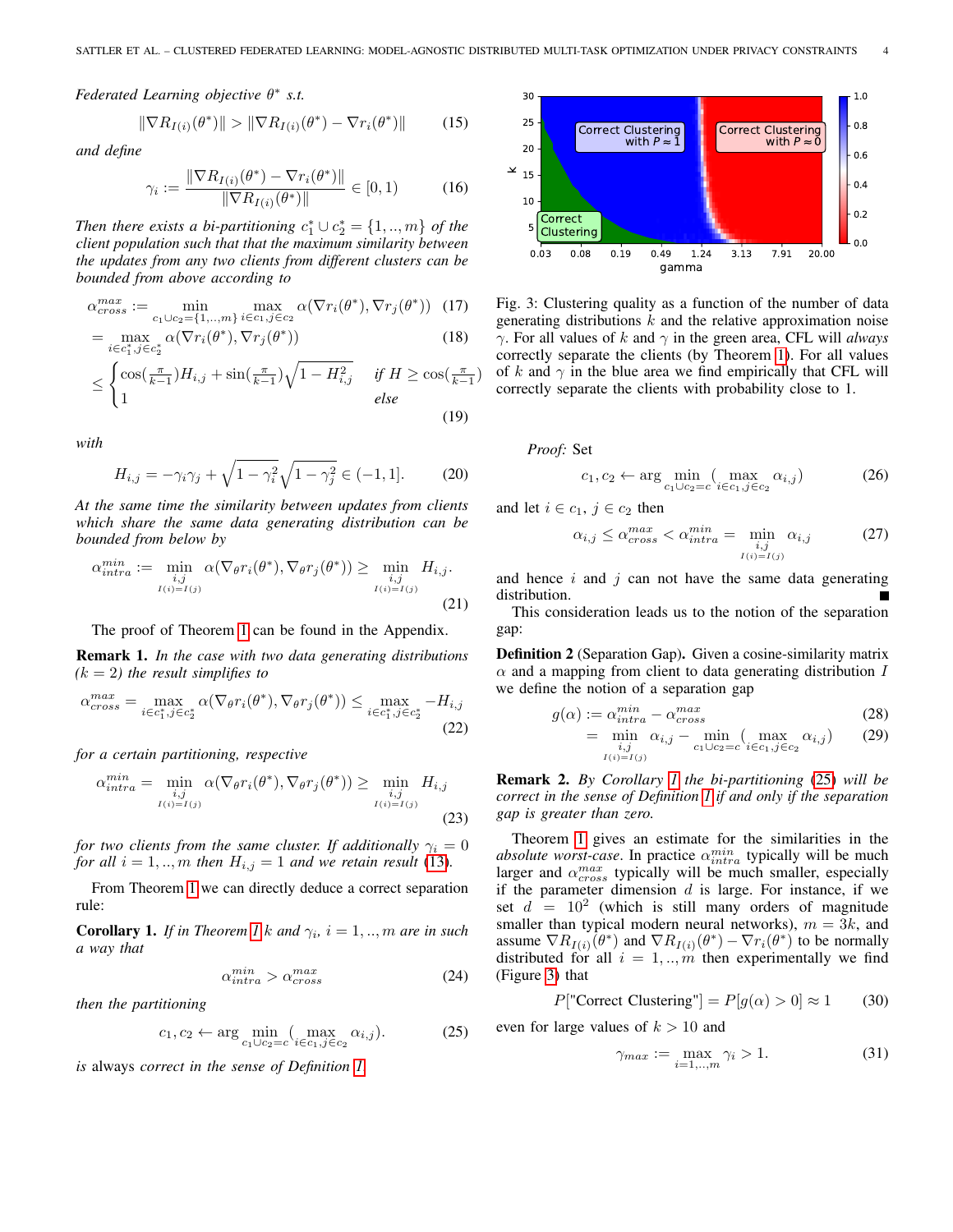*Federated Learning objective $\theta^*$ s.t.*

$$\|\nabla R_{I(i)}(\theta^*)\| > \|\nabla R_{I(i)}(\theta^*) - \nabla r_i(\theta^*)\| \tag{15}$$

*and define*

$$\gamma_i := \frac{\|\nabla R_{I(i)}(\theta^*) - \nabla r_i(\theta^*)\|}{\|\nabla R_{I(i)}(\theta^*)\|} \in [0, 1) \tag{16}$$

*Then there exists a bi-partitioning $c_1^* \cup c_2^* = \{1,..,m\}$ of the client population such that that the maximum similarity between the updates from any two clients from different clusters can be bounded from above according to*

$$\alpha_{cross}^{max} := \min_{c_1 \cup c_2 = \{1,..,m\}} \max_{i \in c_1, j \in c_2} \alpha(\nabla r_i(\theta^*), \nabla r_j(\theta^*)) \tag{17}$$

$$= \max_{i \in c_1^*, j \in c_2^*} \alpha(\nabla r_i(\theta^*), \nabla r_j(\theta^*)) \tag{18}$$

$$\leq \begin{cases} \cos(\frac{\pi}{k-1}) H_{i,j} + \sin(\frac{\pi}{k-1}) \sqrt{1 - H_{i,j}^2} & \text{if } H \geq \cos(\frac{\pi}{k-1}) \\ 1 & \text{else} \end{cases} \tag{19}$$

*with*

$$H_{i,j} = -\gamma_i \gamma_j + \sqrt{1 - \gamma_i^2}\sqrt{1 - \gamma_j^2} \in (-1, 1]. \tag{20}$$

*At the same time the similarity between updates from clients which share the same data generating distribution can be bounded from below by*

$$\alpha_{intra}^{min} := \min_{\substack{i,j \\ I(i)=I(j)}} \alpha(\nabla_\theta r_i(\theta^*), \nabla_\theta r_j(\theta^*)) \geq \min_{\substack{i,j \\ I(i)=I(j)}} H_{i,j}. \tag{21}$$

The proof of Theorem 1 can be found in the Appendix.

**Remark 1.** *In the case with two data generating distributions ($k = 2$) the result simplifies to*

$$\alpha_{cross}^{max} = \max_{i \in c_1^*, j \in c_2^*} \alpha(\nabla_\theta r_i(\theta^*), \nabla_\theta r_j(\theta^*)) \leq \max_{i \in c_1^*, j \in c_2^*} -H_{i,j} \tag{22}$$

*for a certain partitioning, respective*

$$\alpha_{intra}^{min} = \min_{\substack{i,j \\ I(i)=I(j)}} \alpha(\nabla_\theta r_i(\theta^*), \nabla_\theta r_j(\theta^*)) \geq \min_{\substack{i,j \\ I(i)=I(j)}} H_{i,j} \tag{23}$$

*for two clients from the same cluster. If additionally $\gamma_i = 0$ for all $i = 1,..,m$ then $H_{i,j} = 1$ and we retain result (13).*

From Theorem 1 we can directly deduce a correct separation rule:

**Corollary 1.** *If in Theorem 1 $k$ and $\gamma_i$, $i = 1,..,m$ are in such a way that*

$$\alpha_{intra}^{min} > \alpha_{cross}^{max} \tag{24}$$

*then the partitioning*

$$c_1, c_2 \leftarrow \arg \min_{c_1 \cup c_2 = c} (\max_{i \in c_1, j \in c_2} \alpha_{i,j}). \tag{25}$$

*is* always *correct in the sense of Definition 1.*

Fig. 3: Clustering quality as a function of the number of data generating distributions $k$ and the relative approximation noise $\gamma$. For all values of $k$ and $\gamma$ in the green area, CFL will *always* correctly separate the clients (by Theorem 1). For all values of $k$ and $\gamma$ in the blue area we find empirically that CFL will correctly separate the clients with probability close to 1.

*Proof:* Set

$$c_1, c_2 \leftarrow \arg \min_{c_1 \cup c_2 = c} (\max_{i \in c_1, j \in c_2} \alpha_{i,j}) \tag{26}$$

and let $i \in c_1$, $j \in c_2$ then

$$\alpha_{i,j} \leq \alpha_{cross}^{max} < \alpha_{intra}^{min} = \min_{\substack{i,j \\ I(i)=I(j)}} \alpha_{i,j} \tag{27}$$

and hence $i$ and $j$ can not have the same data generating distribution. ∎

This consideration leads us to the notion of the separation gap:

**Definition 2** (Separation Gap). Given a cosine-similarity matrix $\alpha$ and a mapping from client to data generating distribution $I$ we define the notion of a separation gap

$$g(\alpha) := \alpha_{intra}^{min} - \alpha_{cross}^{max} \tag{28}$$

$$= \min_{\substack{i,j \\ I(i)=I(j)}} \alpha_{i,j} - \min_{c_1 \cup c_2 = c} (\max_{i \in c_1, j \in c_2} \alpha_{i,j}) \tag{29}$$

**Remark 2.** *By Corollary 1 the bi-partitioning (25) will be correct in the sense of Definition 1 if and only if the separation gap is greater than zero.*

Theorem 1 gives an estimate for the similarities in the *absolute worst-case*. In practice $\alpha_{intra}^{min}$ typically will be much larger and $\alpha_{cross}^{max}$ typically will be much smaller, especially if the parameter dimension $d$ is large. For instance, if we set $d = 10^2$ (which is still many orders of magnitude smaller than typical modern neural networks), $m = 3k$, and assume $\nabla R_{I(i)}(\theta^*)$ and $\nabla R_{I(i)}(\theta^*) - \nabla r_i(\theta^*)$ to be normally distributed for all $i = 1,..,m$ then experimentally we find (Figure 3) that

$$P[\text{"Correct Clustering"}] = P[g(\alpha) > 0] \approx 1 \tag{30}$$

even for large values of $k > 10$ and

$$\gamma_{max} := \max_{i=1,..,m} \gamma_i > 1. \tag{31}$$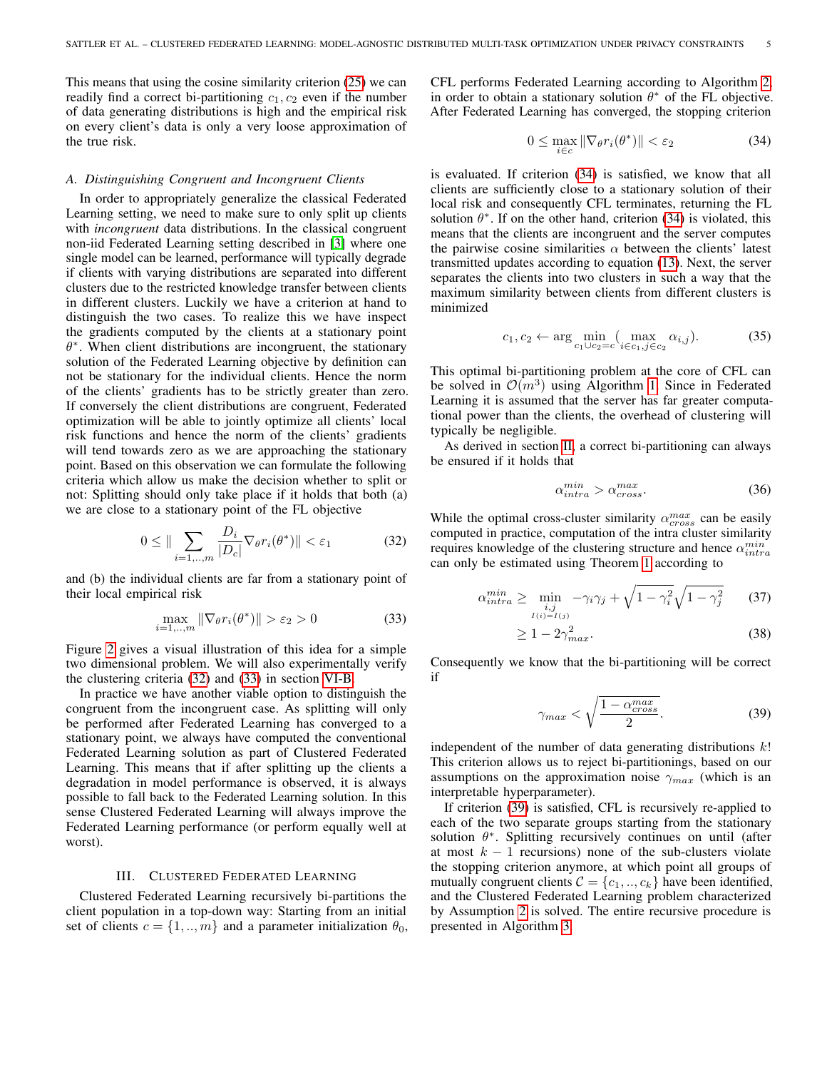This means that using the cosine similarity criterion (25) we can readily find a correct bi-partitioning $c_1, c_2$ even if the number of data generating distributions is high and the empirical risk on every client's data is only a very loose approximation of the true risk.

### A. Distinguishing Congruent and Incongruent Clients

In order to appropriately generalize the classical Federated Learning setting, we need to make sure to only split up clients with *incongruent* data distributions. In the classical congruent non-iid Federated Learning setting described in [3] where one single model can be learned, performance will typically degrade if clients with varying distributions are separated into different clusters due to the restricted knowledge transfer between clients in different clusters. Luckily we have a criterion at hand to distinguish the two cases. To realize this we have inspect the gradients computed by the clients at a stationary point $\theta^*$. When client distributions are incongruent, the stationary solution of the Federated Learning objective by definition can not be stationary for the individual clients. Hence the norm of the clients' gradients has to be strictly greater than zero. If conversely the client distributions are congruent, Federated optimization will be able to jointly optimize all clients' local risk functions and hence the norm of the clients' gradients will tend towards zero as we are approaching the stationary point. Based on this observation we can formulate the following criteria which allow us make the decision whether to split or not: Splitting should only take place if it holds that both (a) we are close to a stationary point of the FL objective

$$0 \leq \| \sum_{i=1,..,m} \frac{D_i}{|D_c|} \nabla_\theta r_i(\theta^*) \| < \varepsilon_1 \tag{32}$$

and (b) the individual clients are far from a stationary point of their local empirical risk

$$\max_{i=1,..,m} \|\nabla_\theta r_i(\theta^*)\| > \varepsilon_2 > 0 \tag{33}$$

Figure 2 gives a visual illustration of this idea for a simple two dimensional problem. We will also experimentally verify the clustering criteria (32) and (33) in section VI-B.

In practice we have another viable option to distinguish the congruent from the incongruent case. As splitting will only be performed after Federated Learning has converged to a stationary point, we always have computed the conventional Federated Learning solution as part of Clustered Federated Learning. This means that if after splitting up the clients a degradation in model performance is observed, it is always possible to fall back to the Federated Learning solution. In this sense Clustered Federated Learning will always improve the Federated Learning performance (or perform equally well at worst).

## III. Clustered Federated Learning

Clustered Federated Learning recursively bi-partitions the client population in a top-down way: Starting from an initial set of clients $c = \{1, .., m\}$ and a parameter initialization $\theta_0$, CFL performs Federated Learning according to Algorithm 2, in order to obtain a stationary solution $\theta^*$ of the FL objective. After Federated Learning has converged, the stopping criterion

$$0 \leq \max_{i \in c} \|\nabla_\theta r_i(\theta^*)\| < \varepsilon_2 \tag{34}$$

is evaluated. If criterion (34) is satisfied, we know that all clients are sufficiently close to a stationary solution of their local risk and consequently CFL terminates, returning the FL solution $\theta^*$. If on the other hand, criterion (34) is violated, this means that the clients are incongruent and the server computes the pairwise cosine similarities $\alpha$ between the clients' latest transmitted updates according to equation (13). Next, the server separates the clients into two clusters in such a way that the maximum similarity between clients from different clusters is minimized

$$c_1, c_2 \leftarrow \arg \min_{c_1 \cup c_2 = c} \big( \max_{i \in c_1, j \in c_2} \alpha_{i,j} \big). \tag{35}$$

This optimal bi-partitioning problem at the core of CFL can be solved in $\mathcal{O}(m^3)$ using Algorithm 1. Since in Federated Learning it is assumed that the server has far greater computational power than the clients, the overhead of clustering will typically be negligible.

As derived in section II, a correct bi-partitioning can always be ensured if it holds that

$$\alpha_{intra}^{min} > \alpha_{cross}^{max}. \tag{36}$$

While the optimal cross-cluster similarity $\alpha_{cross}^{max}$ can be easily computed in practice, computation of the intra cluster similarity requires knowledge of the clustering structure and hence $\alpha_{intra}^{min}$ can only be estimated using Theorem 1 according to

$$\alpha_{intra}^{min} \geq \min_{\substack{i,j \\ I(i)=I(j)}} -\gamma_i \gamma_j + \sqrt{1-\gamma_i^2}\sqrt{1-\gamma_j^2} \tag{37}$$

$$\geq 1 - 2\gamma_{max}^2. \tag{38}$$

Consequently we know that the bi-partitioning will be correct if

$$\gamma_{max} < \sqrt{\frac{1-\alpha_{cross}^{max}}{2}}. \tag{39}$$

independent of the number of data generating distributions $k$! This criterion allows us to reject bi-partitionings, based on our assumptions on the approximation noise $\gamma_{max}$ (which is an interpretable hyperparameter).

If criterion (39) is satisfied, CFL is recursively re-applied to each of the two separate groups starting from the stationary solution $\theta^*$. Splitting recursively continues on until (after at most $k-1$ recursions) none of the sub-clusters violate the stopping criterion anymore, at which point all groups of mutually congruent clients $\mathcal{C} = \{c_1, .., c_k\}$ have been identified, and the Clustered Federated Learning problem characterized by Assumption 2 is solved. The entire recursive procedure is presented in Algorithm 3.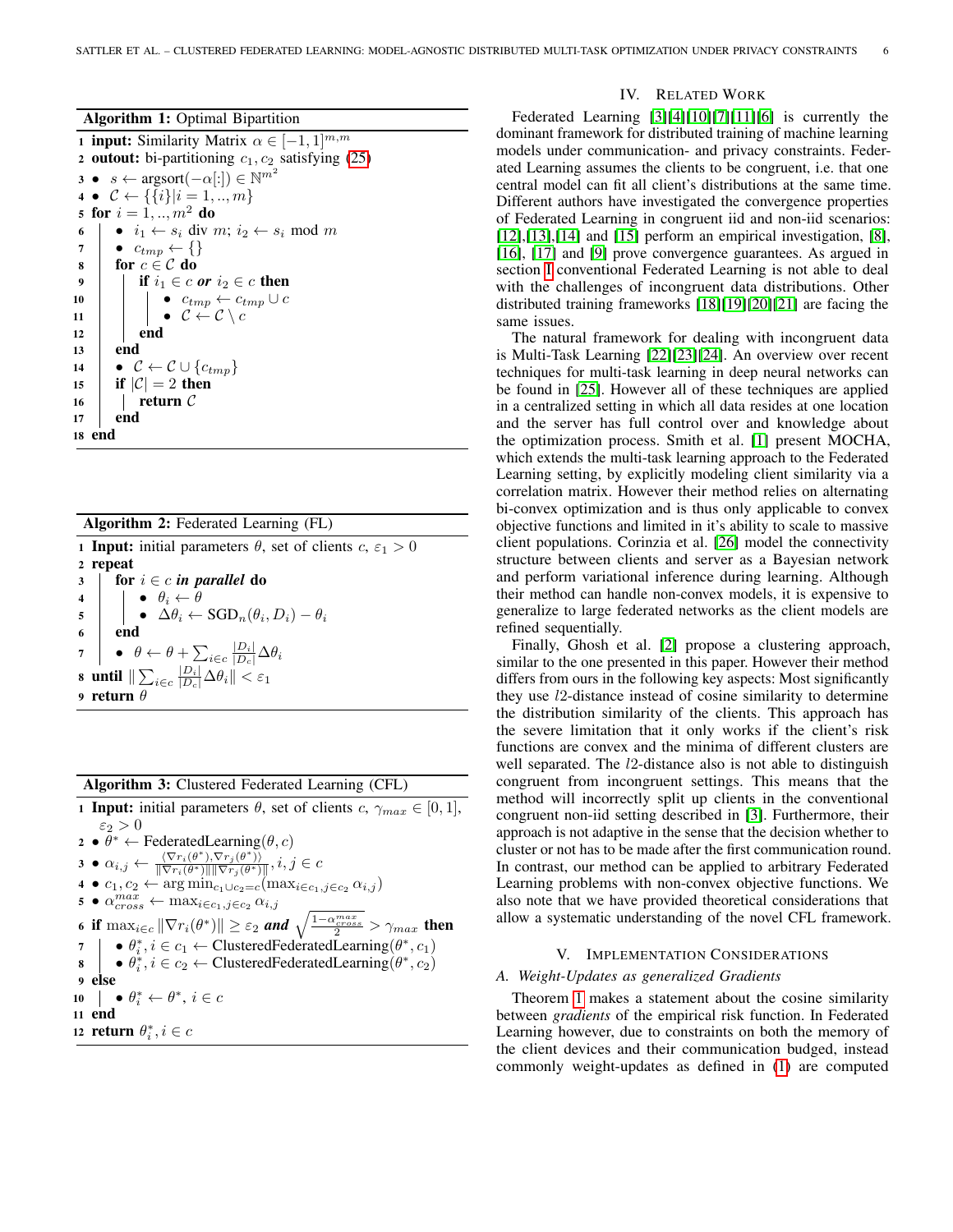**Algorithm 1:** Optimal Bipartition

```
1  input: Similarity Matrix α ∈ [−1, 1]^{m,m}
2  outout: bi-partitioning c_1, c_2 satisfying (25)
3  • s ← argsort(−α[:]) ∈ N^{m^2}
4  • C ← {{i}|i = 1, .., m}
5  for i = 1, .., m^2 do
6  |   • i_1 ← s_i div m; i_2 ← s_i mod m
7  |   • c_tmp ← {}
8  |   for c ∈ C do
9  |   |   if i_1 ∈ c or i_2 ∈ c then
10 |   |   |   • c_tmp ← c_tmp ∪ c
11 |   |   |   • C ← C \ c
12 |   |   end
13 |   end
14 |   • C ← C ∪ {c_tmp}
15 |   if |C| = 2 then
16 |   |   return C
17 |   end
18 end
```

**Algorithm 2:** Federated Learning (FL)

```
1  Input: initial parameters θ, set of clients c, ε_1 > 0
2  repeat
3  |   for i ∈ c in parallel do
4  |   |   • θ_i ← θ
5  |   |   • Δθ_i ← SGD_n(θ_i, D_i) − θ_i
6  |   end
7  |   • θ ← θ + Σ_{i∈c} (|D_i|/|D_c|) Δθ_i
8  until ‖Σ_{i∈c} (|D_i|/|D_c|) Δθ_i‖ < ε_1
9  return θ
```

**Algorithm 3:** Clustered Federated Learning (CFL)

```
1  Input: initial parameters θ, set of clients c, γ_max ∈ [0, 1],
   ε_2 > 0
2  • θ* ← FederatedLearning(θ, c)
3  • α_{i,j} ← ⟨∇r_i(θ*), ∇r_j(θ*)⟩ / (‖∇r_i(θ*)‖‖∇r_j(θ*)‖), i, j ∈ c
4  • c_1, c_2 ← arg min_{c_1∪c_2=c} (max_{i∈c_1, j∈c_2} α_{i,j})
5  • α_cross^max ← max_{i∈c_1, j∈c_2} α_{i,j}
6  if max_{i∈c} ‖∇r_i(θ*)‖ ≥ ε_2 and sqrt((1 − α_cross^max)/2) > γ_max then
7  |   • θ*_i, i ∈ c_1 ← ClusteredFederatedLearning(θ*, c_1)
8  |   • θ*_i, i ∈ c_2 ← ClusteredFederatedLearning(θ*, c_2)
9  else
10 |   • θ*_i ← θ*, i ∈ c
11 end
12 return θ*_i, i ∈ c
```

## IV. Related Work

Federated Learning [3][4][10][7][11][6] is currently the dominant framework for distributed training of machine learning models under communication- and privacy constraints. Federated Learning assumes the clients to be congruent, i.e. that one central model can fit all client's distributions at the same time. Different authors have investigated the convergence properties of Federated Learning in congruent iid and non-iid scenarios: [12],[13],[14] and [15] perform an empirical investigation, [8], [16], [17] and [9] prove convergence guarantees. As argued in section I conventional Federated Learning is not able to deal with the challenges of incongruent data distributions. Other distributed training frameworks [18][19][20][21] are facing the same issues.

The natural framework for dealing with incongruent data is Multi-Task Learning [22][23][24]. An overview over recent techniques for multi-task learning in deep neural networks can be found in [25]. However all of these techniques are applied in a centralized setting in which all data resides at one location and the server has full control over and knowledge about the optimization process. Smith et al. [1] present MOCHA, which extends the multi-task learning approach to the Federated Learning setting, by explicitly modeling client similarity via a correlation matrix. However their method relies on alternating bi-convex optimization and is thus only applicable to convex objective functions and limited in it's ability to scale to massive client populations. Corinzia et al. [26] model the connectivity structure between clients and server as a Bayesian network and perform variational inference during learning. Although their method can handle non-convex models, it is expensive to generalize to large federated networks as the client models are refined sequentially.

Finally, Ghosh et al. [2] propose a clustering approach, similar to the one presented in this paper. However their method differs from ours in the following key aspects: Most significantly they use $l2$-distance instead of cosine similarity to determine the distribution similarity of the clients. This approach has the severe limitation that it only works if the client's risk functions are convex and the minima of different clusters are well separated. The $l2$-distance also is not able to distinguish congruent from incongruent settings. This means that the method will incorrectly split up clients in the conventional congruent non-iid setting described in [3]. Furthermore, their approach is not adaptive in the sense that the decision whether to cluster or not has to be made after the first communication round. In contrast, our method can be applied to arbitrary Federated Learning problems with non-convex objective functions. We also note that we have provided theoretical considerations that allow a systematic understanding of the novel CFL framework.

## V. Implementation Considerations

### A. Weight-Updates as generalized Gradients

Theorem 1 makes a statement about the cosine similarity between *gradients* of the empirical risk function. In Federated Learning however, due to constraints on both the memory of the client devices and their communication budged, instead commonly weight-updates as defined in (1) are computed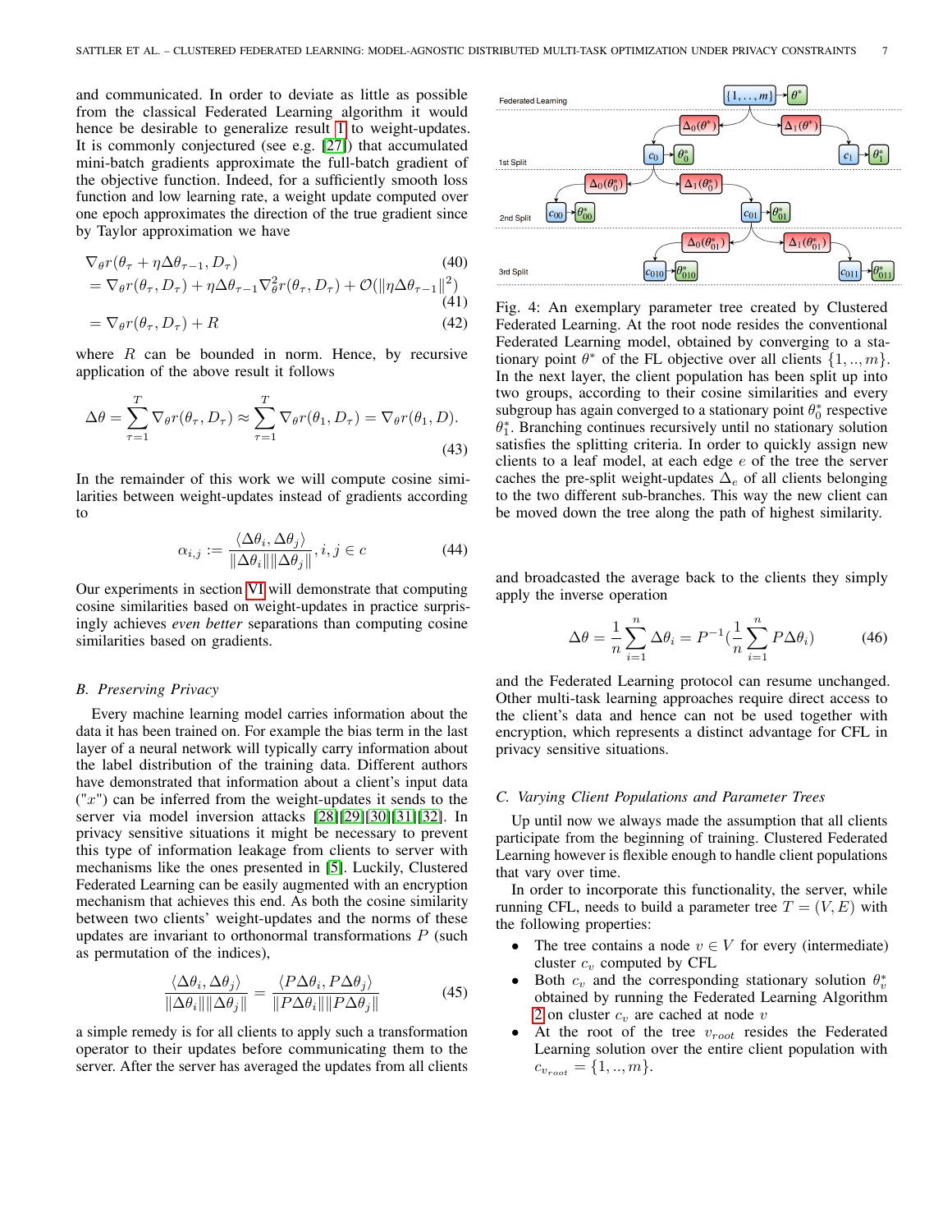and communicated. In order to deviate as little as possible from the classical Federated Learning algorithm it would hence be desirable to generalize result 1 to weight-updates. It is commonly conjectured (see e.g. [27]) that accumulated mini-batch gradients approximate the full-batch gradient of the objective function. Indeed, for a sufficiently smooth loss function and low learning rate, a weight update computed over one epoch approximates the direction of the true gradient since by Taylor approximation we have

$$\nabla_\theta r(\theta_\tau + \eta\Delta\theta_{\tau-1}, D_\tau) \tag{40}$$

$$= \nabla_\theta r(\theta_\tau, D_\tau) + \eta\Delta\theta_{\tau-1}\nabla^2_\theta r(\theta_\tau, D_\tau) + \mathcal{O}(\|\eta\Delta\theta_{\tau-1}\|^2) \tag{41}$$

$$= \nabla_\theta r(\theta_\tau, D_\tau) + R \tag{42}$$

where $R$ can be bounded in norm. Hence, by recursive application of the above result it follows

$$\Delta\theta = \sum_{\tau=1}^{T} \nabla_\theta r(\theta_\tau, D_\tau) \approx \sum_{\tau=1}^{T} \nabla_\theta r(\theta_1, D_\tau) = \nabla_\theta r(\theta_1, D). \tag{43}$$

In the remainder of this work we will compute cosine similarities between weight-updates instead of gradients according to

$$\alpha_{i,j} := \frac{\langle \Delta\theta_i, \Delta\theta_j \rangle}{\|\Delta\theta_i\|\|\Delta\theta_j\|}, i,j \in c \tag{44}$$

Our experiments in section VI will demonstrate that computing cosine similarities based on weight-updates in practice surprisingly achieves *even better* separations than computing cosine similarities based on gradients.

### B. Preserving Privacy

Every machine learning model carries information about the data it has been trained on. For example the bias term in the last layer of a neural network will typically carry information about the label distribution of the training data. Different authors have demonstrated that information about a client's input data ("$x$") can be inferred from the weight-updates it sends to the server via model inversion attacks [28][29][30][31][32]. In privacy sensitive situations it might be necessary to prevent this type of information leakage from clients to server with mechanisms like the ones presented in [5]. Luckily, Clustered Federated Learning can be easily augmented with an encryption mechanism that achieves this end. As both the cosine similarity between two clients' weight-updates and the norms of these updates are invariant to orthonormal transformations $P$ (such as permutation of the indices),

$$\frac{\langle \Delta\theta_i, \Delta\theta_j \rangle}{\|\Delta\theta_i\|\|\Delta\theta_j\|} = \frac{\langle P\Delta\theta_i, P\Delta\theta_j \rangle}{\|P\Delta\theta_i\|\|P\Delta\theta_j\|} \tag{45}$$

a simple remedy is for all clients to apply such a transformation operator to their updates before communicating them to the server. After the server has averaged the updates from all clients and broadcasted the average back to the clients they simply apply the inverse operation

$$\Delta\theta = \frac{1}{n}\sum_{i=1}^{n} \Delta\theta_i = P^{-1}\left(\frac{1}{n}\sum_{i=1}^{n} P\Delta\theta_i\right) \tag{46}$$

and the Federated Learning protocol can resume unchanged. Other multi-task learning approaches require direct access to the client's data and hence can not be used together with encryption, which represents a distinct advantage for CFL in privacy sensitive situations.

Fig. 4: An exemplary parameter tree created by Clustered Federated Learning. At the root node resides the conventional Federated Learning model, obtained by converging to a stationary point $\theta^*$ of the FL objective over all clients $\{1,..,m\}$. In the next layer, the client population has been split up into two groups, according to their cosine similarities and every subgroup has again converged to a stationary point $\theta^*_0$ respective $\theta^*_1$. Branching continues recursively until no stationary solution satisfies the splitting criteria. In order to quickly assign new clients to a leaf model, at each edge $e$ of the tree the server caches the pre-split weight-updates $\Delta_e$ of all clients belonging to the two different sub-branches. This way the new client can be moved down the tree along the path of highest similarity.

### C. Varying Client Populations and Parameter Trees

Up until now we always made the assumption that all clients participate from the beginning of training. Clustered Federated Learning however is flexible enough to handle client populations that vary over time.

In order to incorporate this functionality, the server, while running CFL, needs to build a parameter tree $T = (V, E)$ with the following properties:

- The tree contains a node $v \in V$ for every (intermediate) cluster $c_v$ computed by CFL
- Both $c_v$ and the corresponding stationary solution $\theta^*_v$ obtained by running the Federated Learning Algorithm 2 on cluster $c_v$ are cached at node $v$
- At the root of the tree $v_{root}$ resides the Federated Learning solution over the entire client population with $c_{v_{root}} = \{1,..,m\}$.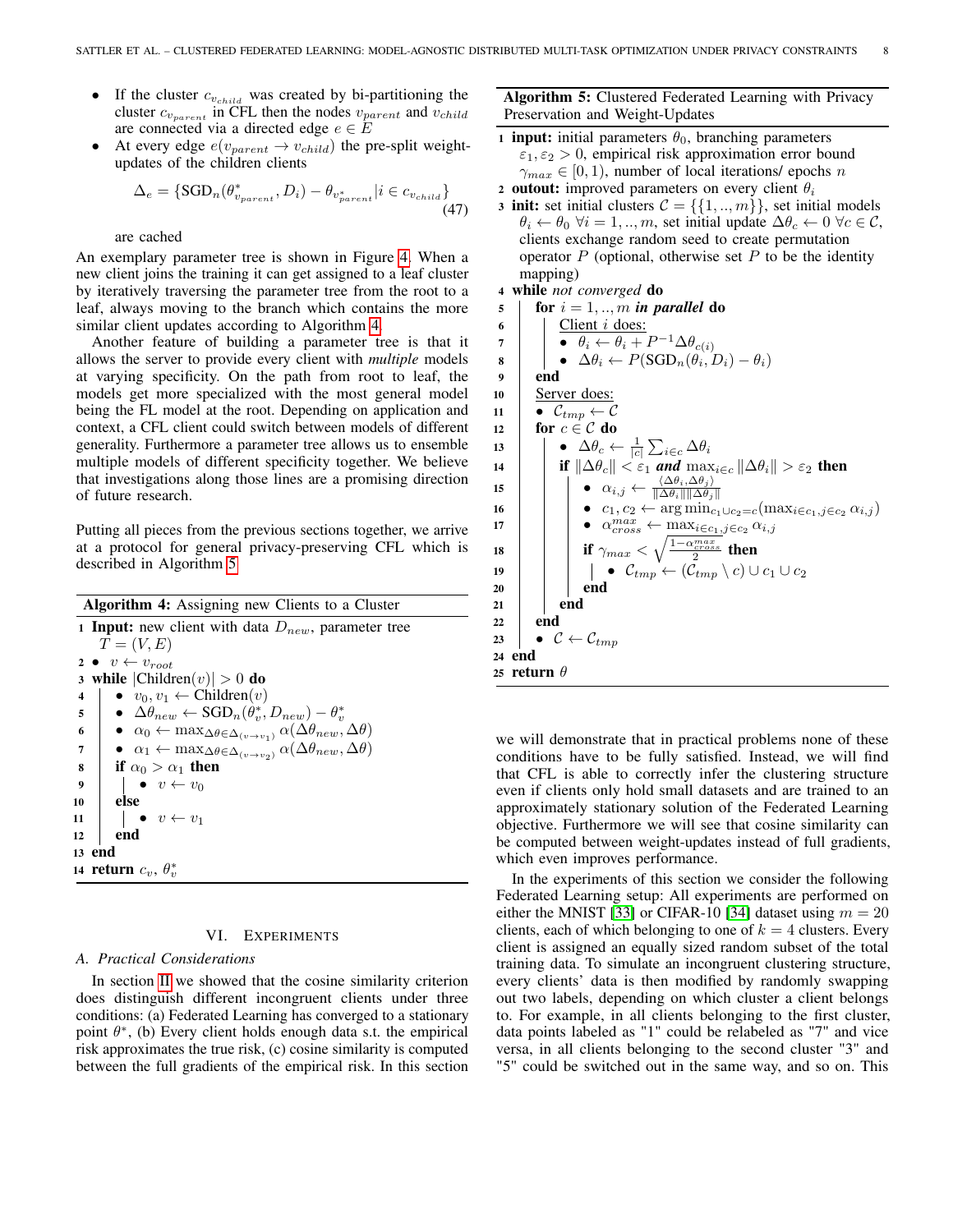- If the cluster $c_{v_{child}}$ was created by bi-partitioning the cluster $c_{v_{parent}}$ in CFL then the nodes $v_{parent}$ and $v_{child}$ are connected via a directed edge $e \in E$
- At every edge $e(v_{parent} \rightarrow v_{child})$ the pre-split weight-updates of the children clients

$$\Delta_e = \{\text{SGD}_n(\theta^*_{v_{parent}}, D_i) - \theta_{v^*_{parent}} | i \in c_{v_{child}}\} \tag{47}$$

  are cached

An exemplary parameter tree is shown in Figure 4. When a new client joins the training it can get assigned to a leaf cluster by iteratively traversing the parameter tree from the root to a leaf, always moving to the branch which contains the more similar client updates according to Algorithm 4.

Another feature of building a parameter tree is that it allows the server to provide every client with *multiple* models at varying specificity. On the path from root to leaf, the models get more specialized with the most general model being the FL model at the root. Depending on application and context, a CFL client could switch between models of different generality. Furthermore a parameter tree allows us to ensemble multiple models of different specificity together. We believe that investigations along those lines are a promising direction of future research.

Putting all pieces from the previous sections together, we arrive at a protocol for general privacy-preserving CFL which is described in Algorithm 5.

**Algorithm 4:** Assigning new Clients to a Cluster

```
1  Input: new client with data D_new, parameter tree T = (V, E)
2  • v ← v_root
3  while |Children(v)| > 0 do
4      • v_0, v_1 ← Children(v)
5      • Δθ_new ← SGD_n(θ*_v, D_new) − θ*_v
6      • α_0 ← max_{Δθ ∈ Δ_(v→v_1)} α(Δθ_new, Δθ)
7      • α_1 ← max_{Δθ ∈ Δ_(v→v_2)} α(Δθ_new, Δθ)
8      if α_0 > α_1 then
9          • v ← v_0
10     else
11         • v ← v_1
12     end
13 end
14 return c_v, θ*_v
```

## VI. Experiments

### A. Practical Considerations

In section II we showed that the cosine similarity criterion does distinguish different incongruent clients under three conditions: (a) Federated Learning has converged to a stationary point $\theta^*$, (b) Every client holds enough data s.t. the empirical risk approximates the true risk, (c) cosine similarity is computed between the full gradients of the empirical risk. In this section we will demonstrate that in practical problems none of these conditions have to be fully satisfied. Instead, we will find that CFL is able to correctly infer the clustering structure even if clients only hold small datasets and are trained to an approximately stationary solution of the Federated Learning objective. Furthermore we will see that cosine similarity can be computed between weight-updates instead of full gradients, which even improves performance.

**Algorithm 5:** Clustered Federated Learning with Privacy Preservation and Weight-Updates

```
1  input: initial parameters θ_0, branching parameters ε_1, ε_2 > 0, empirical risk approximation error bound γ_max ∈ [0, 1), number of local iterations/ epochs n
2  outout: improved parameters on every client θ_i
3  init: set initial clusters C = {{1, .., m}}, set initial models θ_i ← θ_0 ∀i = 1, .., m, set initial update Δθ_c ← 0 ∀c ∈ C, clients exchange random seed to create permutation operator P (optional, otherwise set P to be the identity mapping)
4  while not converged do
5      for i = 1, .., m in parallel do
6          Client i does:
7          • θ_i ← θ_i + P^{-1} Δθ_{c(i)}
8          • Δθ_i ← P(SGD_n(θ_i, D_i) − θ_i)
9      end
10     Server does:
11     • C_tmp ← C
12     for c ∈ C do
13         • Δθ_c ← (1/|c|) Σ_{i∈c} Δθ_i
14         if ||Δθ_c|| < ε_1 and max_{i∈c} ||Δθ_i|| > ε_2 then
15             • α_{i,j} ← ⟨Δθ_i, Δθ_j⟩ / (||Δθ_i|| ||Δθ_j||)
16             • c_1, c_2 ← arg min_{c_1 ∪ c_2 = c} (max_{i∈c_1, j∈c_2} α_{i,j})
17             • α^max_cross ← max_{i∈c_1, j∈c_2} α_{i,j}
18             if γ_max < sqrt((1 − α^max_cross)/2) then
19                 • C_tmp ← (C_tmp \ c) ∪ c_1 ∪ c_2
20             end
21         end
22     end
23     • C ← C_tmp
24 end
25 return θ
```

In the experiments of this section we consider the following Federated Learning setup: All experiments are performed on either the MNIST [33] or CIFAR-10 [34] dataset using $m = 20$ clients, each of which belonging to one of $k = 4$ clusters. Every client is assigned an equally sized random subset of the total training data. To simulate an incongruent clustering structure, every clients' data is then modified by randomly swapping out two labels, depending on which cluster a client belongs to. For example, in all clients belonging to the first cluster, data points labeled as "1" could be relabeled as "7" and vice versa, in all clients belonging to the second cluster "3" and "5" could be switched out in the same way, and so on. This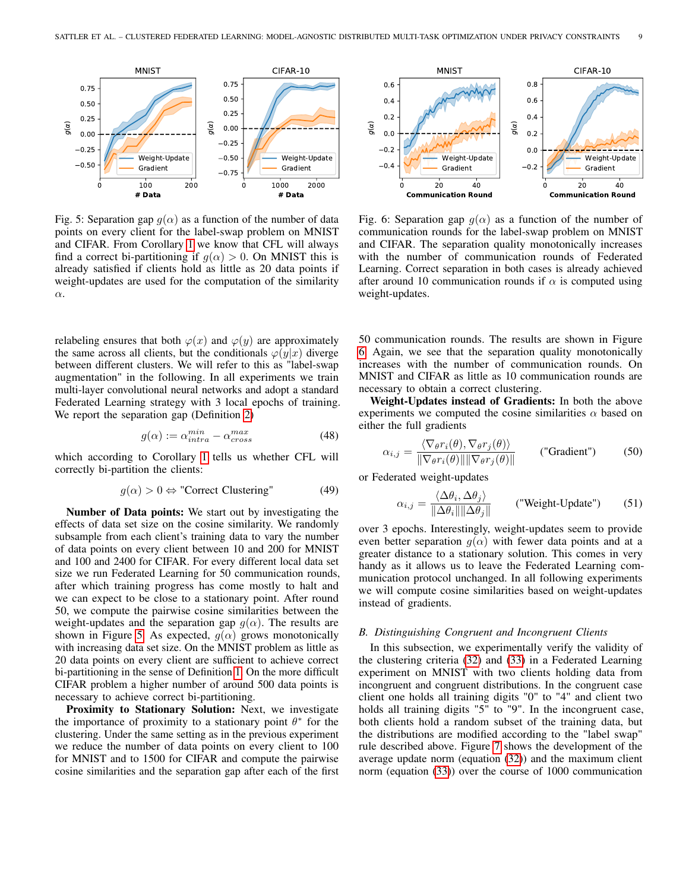Fig. 5: Separation gap $g(\alpha)$ as a function of the number of data points on every client for the label-swap problem on MNIST and CIFAR. From Corollary 1 we know that CFL will always find a correct bi-partitioning if $g(\alpha) > 0$. On MNIST this is already satisfied if clients hold as little as 20 data points if weight-updates are used for the computation of the similarity $\alpha$.

Fig. 6: Separation gap $g(\alpha)$ as a function of the number of communication rounds for the label-swap problem on MNIST and CIFAR. The separation quality monotonically increases with the number of communication rounds of Federated Learning. Correct separation in both cases is already achieved after around 10 communication rounds if $\alpha$ is computed using weight-updates.

relabeling ensures that both $\varphi(x)$ and $\varphi(y)$ are approximately the same across all clients, but the conditionals $\varphi(y|x)$ diverge between different clusters. We will refer to this as "label-swap augmentation" in the following. In all experiments we train multi-layer convolutional neural networks and adopt a standard Federated Learning strategy with 3 local epochs of training. We report the separation gap (Definition 2)

$$g(\alpha) := \alpha_{intra}^{min} - \alpha_{cross}^{max} \tag{48}$$

which according to Corollary 1 tells us whether CFL will correctly bi-partition the clients:

$$g(\alpha) > 0 \Leftrightarrow \text{"Correct Clustering"} \tag{49}$$

**Number of Data points:** We start out by investigating the effects of data set size on the cosine similarity. We randomly subsample from each client's training data to vary the number of data points on every client between 10 and 200 for MNIST and 100 and 2400 for CIFAR. For every different local data set size we run Federated Learning for 50 communication rounds, after which training progress has come mostly to halt and we can expect to be close to a stationary point. After round 50, we compute the pairwise cosine similarities between the weight-updates and the separation gap $g(\alpha)$. The results are shown in Figure 5. As expected, $g(\alpha)$ grows monotonically with increasing data set size. On the MNIST problem as little as 20 data points on every client are sufficient to achieve correct bi-partitioning in the sense of Definition 1. On the more difficult CIFAR problem a higher number of around 500 data points is necessary to achieve correct bi-partitioning.

**Proximity to Stationary Solution:** Next, we investigate the importance of proximity to a stationary point $\theta^*$ for the clustering. Under the same setting as in the previous experiment we reduce the number of data points on every client to 100 for MNIST and to 1500 for CIFAR and compute the pairwise cosine similarities and the separation gap after each of the first 50 communication rounds. The results are shown in Figure 6. Again, we see that the separation quality monotonically increases with the number of communication rounds. On MNIST and CIFAR as little as 10 communication rounds are necessary to obtain a correct clustering.

**Weight-Updates instead of Gradients:** In both the above experiments we computed the cosine similarities $\alpha$ based on either the full gradients

$$\alpha_{i,j} = \frac{\langle \nabla_\theta r_i(\theta), \nabla_\theta r_j(\theta) \rangle}{\|\nabla_\theta r_i(\theta)\| \|\nabla_\theta r_j(\theta)\|} \qquad \text{("Gradient")} \tag{50}$$

or Federated weight-updates

$$\alpha_{i,j} = \frac{\langle \Delta\theta_i, \Delta\theta_j \rangle}{\|\Delta\theta_i\| \|\Delta\theta_j\|} \qquad \text{("Weight-Update")} \tag{51}$$

over 3 epochs. Interestingly, weight-updates seem to provide even better separation $g(\alpha)$ with fewer data points and at a greater distance to a stationary solution. This comes in very handy as it allows us to leave the Federated Learning communication protocol unchanged. In all following experiments we will compute cosine similarities based on weight-updates instead of gradients.

### B. Distinguishing Congruent and Incongruent Clients

In this subsection, we experimentally verify the validity of the clustering criteria (32) and (33) in a Federated Learning experiment on MNIST with two clients holding data from incongruent and congruent distributions. In the congruent case client one holds all training digits "0" to "4" and client two holds all training digits "5" to "9". In the incongruent case, both clients hold a random subset of the training data, but the distributions are modified according to the "label swap" rule described above. Figure 7 shows the development of the average update norm (equation (32)) and the maximum client norm (equation (33)) over the course of 1000 communication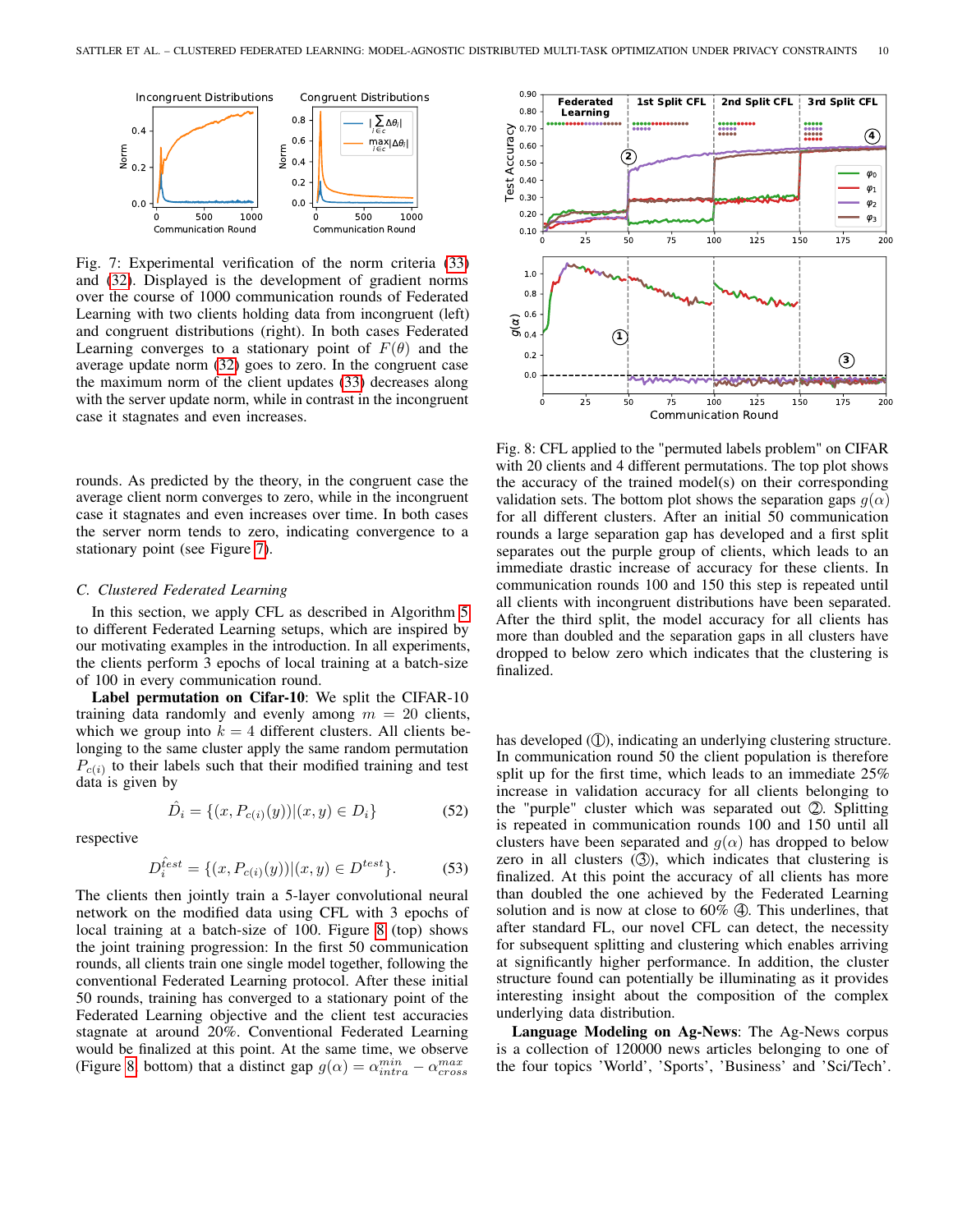Fig. 7: Experimental verification of the norm criteria (33) and (32). Displayed is the development of gradient norms over the course of 1000 communication rounds of Federated Learning with two clients holding data from incongruent (left) and congruent distributions (right). In both cases Federated Learning converges to a stationary point of $F(\theta)$ and the average update norm (32) goes to zero. In the congruent case the maximum norm of the client updates (33) decreases along with the server update norm, while in contrast in the incongruent case it stagnates and even increases.

rounds. As predicted by the theory, in the congruent case the average client norm converges to zero, while in the incongruent case it stagnates and even increases over time. In both cases the server norm tends to zero, indicating convergence to a stationary point (see Figure 7).

### C. Clustered Federated Learning

In this section, we apply CFL as described in Algorithm 5 to different Federated Learning setups, which are inspired by our motivating examples in the introduction. In all experiments, the clients perform 3 epochs of local training at a batch-size of 100 in every communication round.

**Label permutation on Cifar-10**: We split the CIFAR-10 training data randomly and evenly among $m = 20$ clients, which we group into $k = 4$ different clusters. All clients belonging to the same cluster apply the same random permutation $P_{c(i)}$ to their labels such that their modified training and test data is given by

$$\hat{D}_i = \{(x, P_{c(i)}(y)) | (x, y) \in D_i\} \tag{52}$$

respective

$$\hat{D_i^{test}} = \{(x, P_{c(i)}(y)) | (x, y) \in D^{test}\}. \tag{53}$$

The clients then jointly train a 5-layer convolutional neural network on the modified data using CFL with 3 epochs of local training at a batch-size of 100. Figure 8 (top) shows the joint training progression: In the first 50 communication rounds, all clients train one single model together, following the conventional Federated Learning protocol. After these initial 50 rounds, training has converged to a stationary point of the Federated Learning objective and the client test accuracies stagnate at around 20%. Conventional Federated Learning would be finalized at this point. At the same time, we observe (Figure 8 bottom) that a distinct gap $g(\alpha) = \alpha_{intra}^{min} - \alpha_{cross}^{max}$ has developed (①), indicating an underlying clustering structure. In communication round 50 the client population is therefore split up for the first time, which leads to an immediate 25% increase in validation accuracy for all clients belonging to the "purple" cluster which was separated out ②. Splitting is repeated in communication rounds 100 and 150 until all clusters have been separated and $g(\alpha)$ has dropped to below zero in all clusters (③), which indicates that clustering is finalized. At this point the accuracy of all clients has more than doubled the one achieved by the Federated Learning solution and is now at close to 60% ④. This underlines, that after standard FL, our novel CFL can detect, the necessity for subsequent splitting and clustering which enables arriving at significantly higher performance. In addition, the cluster structure found can potentially be illuminating as it provides interesting insight about the composition of the complex underlying data distribution.

Fig. 8: CFL applied to the "permuted labels problem" on CIFAR with 20 clients and 4 different permutations. The top plot shows the accuracy of the trained model(s) on their corresponding validation sets. The bottom plot shows the separation gaps $g(\alpha)$ for all different clusters. After an initial 50 communication rounds a large separation gap has developed and a first split separates out the purple group of clients, which leads to an immediate drastic increase of accuracy for these clients. In communication rounds 100 and 150 this step is repeated until all clients with incongruent distributions have been separated. After the third split, the model accuracy for all clients has more than doubled and the separation gaps in all clusters have dropped to below zero which indicates that the clustering is finalized.

**Language Modeling on Ag-News**: The Ag-News corpus is a collection of 120000 news articles belonging to one of the four topics 'World', 'Sports', 'Business' and 'Sci/Tech'.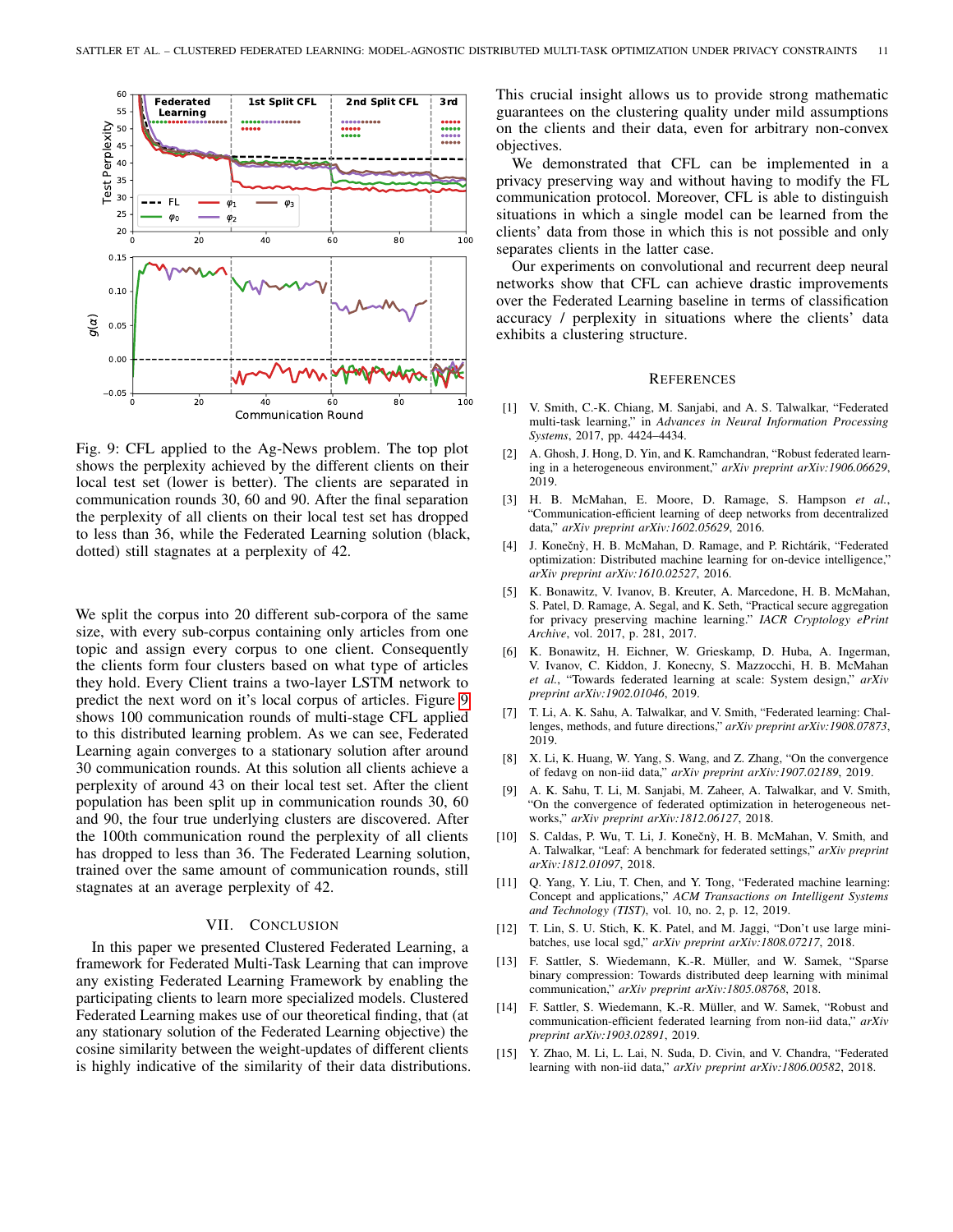Fig. 9: CFL applied to the Ag-News problem. The top plot shows the perplexity achieved by the different clients on their local test set (lower is better). The clients are separated in communication rounds 30, 60 and 90. After the final separation the perplexity of all clients on their local test set has dropped to less than 36, while the Federated Learning solution (black, dotted) still stagnates at a perplexity of 42.

We split the corpus into 20 different sub-corpora of the same size, with every sub-corpus containing only articles from one topic and assign every corpus to one client. Consequently the clients form four clusters based on what type of articles they hold. Every Client trains a two-layer LSTM network to predict the next word on it's local corpus of articles. Figure 9 shows 100 communication rounds of multi-stage CFL applied to this distributed learning problem. As we can see, Federated Learning again converges to a stationary solution after around 30 communication rounds. At this solution all clients achieve a perplexity of around 43 on their local test set. After the client population has been split up in communication rounds 30, 60 and 90, the four true underlying clusters are discovered. After the 100th communication round the perplexity of all clients has dropped to less than 36. The Federated Learning solution, trained over the same amount of communication rounds, still stagnates at an average perplexity of 42.

## VII. Conclusion

In this paper we presented Clustered Federated Learning, a framework for Federated Multi-Task Learning that can improve any existing Federated Learning Framework by enabling the participating clients to learn more specialized models. Clustered Federated Learning makes use of our theoretical finding, that (at any stationary solution of the Federated Learning objective) the cosine similarity between the weight-updates of different clients is highly indicative of the similarity of their data distributions. This crucial insight allows us to provide strong mathematic guarantees on the clustering quality under mild assumptions on the clients and their data, even for arbitrary non-convex objectives.

We demonstrated that CFL can be implemented in a privacy preserving way and without having to modify the FL communication protocol. Moreover, CFL is able to distinguish situations in which a single model can be learned from the clients' data from those in which this is not possible and only separates clients in the latter case.

Our experiments on convolutional and recurrent deep neural networks show that CFL can achieve drastic improvements over the Federated Learning baseline in terms of classification accuracy / perplexity in situations where the clients' data exhibits a clustering structure.

## References

[1] V. Smith, C.-K. Chiang, M. Sanjabi, and A. S. Talwalkar, "Federated multi-task learning," in *Advances in Neural Information Processing Systems*, 2017, pp. 4424–4434.

[2] A. Ghosh, J. Hong, D. Yin, and K. Ramchandran, "Robust federated learning in a heterogeneous environment," *arXiv preprint arXiv:1906.06629*, 2019.

[3] H. B. McMahan, E. Moore, D. Ramage, S. Hampson *et al.*, "Communication-efficient learning of deep networks from decentralized data," *arXiv preprint arXiv:1602.05629*, 2016.

[4] J. Konečnỳ, H. B. McMahan, D. Ramage, and P. Richtárik, "Federated optimization: Distributed machine learning for on-device intelligence," *arXiv preprint arXiv:1610.02527*, 2016.

[5] K. Bonawitz, V. Ivanov, B. Kreuter, A. Marcedone, H. B. McMahan, S. Patel, D. Ramage, A. Segal, and K. Seth, "Practical secure aggregation for privacy preserving machine learning." *IACR Cryptology ePrint Archive*, vol. 2017, p. 281, 2017.

[6] K. Bonawitz, H. Eichner, W. Grieskamp, D. Huba, A. Ingerman, V. Ivanov, C. Kiddon, J. Konecny, S. Mazzocchi, H. B. McMahan *et al.*, "Towards federated learning at scale: System design," *arXiv preprint arXiv:1902.01046*, 2019.

[7] T. Li, A. K. Sahu, A. Talwalkar, and V. Smith, "Federated learning: Challenges, methods, and future directions," *arXiv preprint arXiv:1908.07873*, 2019.

[8] X. Li, K. Huang, W. Yang, S. Wang, and Z. Zhang, "On the convergence of fedavg on non-iid data," *arXiv preprint arXiv:1907.02189*, 2019.

[9] A. K. Sahu, T. Li, M. Sanjabi, M. Zaheer, A. Talwalkar, and V. Smith, "On the convergence of federated optimization in heterogeneous networks," *arXiv preprint arXiv:1812.06127*, 2018.

[10] S. Caldas, P. Wu, T. Li, J. Konečnỳ, H. B. McMahan, V. Smith, and A. Talwalkar, "Leaf: A benchmark for federated settings," *arXiv preprint arXiv:1812.01097*, 2018.

[11] Q. Yang, Y. Liu, T. Chen, and Y. Tong, "Federated machine learning: Concept and applications," *ACM Transactions on Intelligent Systems and Technology (TIST)*, vol. 10, no. 2, p. 12, 2019.

[12] T. Lin, S. U. Stich, K. K. Patel, and M. Jaggi, "Don't use large mini-batches, use local sgd," *arXiv preprint arXiv:1808.07217*, 2018.

[13] F. Sattler, S. Wiedemann, K.-R. Müller, and W. Samek, "Sparse binary compression: Towards distributed deep learning with minimal communication," *arXiv preprint arXiv:1805.08768*, 2018.

[14] F. Sattler, S. Wiedemann, K.-R. Müller, and W. Samek, "Robust and communication-efficient federated learning from non-iid data," *arXiv preprint arXiv:1903.02891*, 2019.

[15] Y. Zhao, M. Li, L. Lai, N. Suda, D. Civin, and V. Chandra, "Federated learning with non-iid data," *arXiv preprint arXiv:1806.00582*, 2018.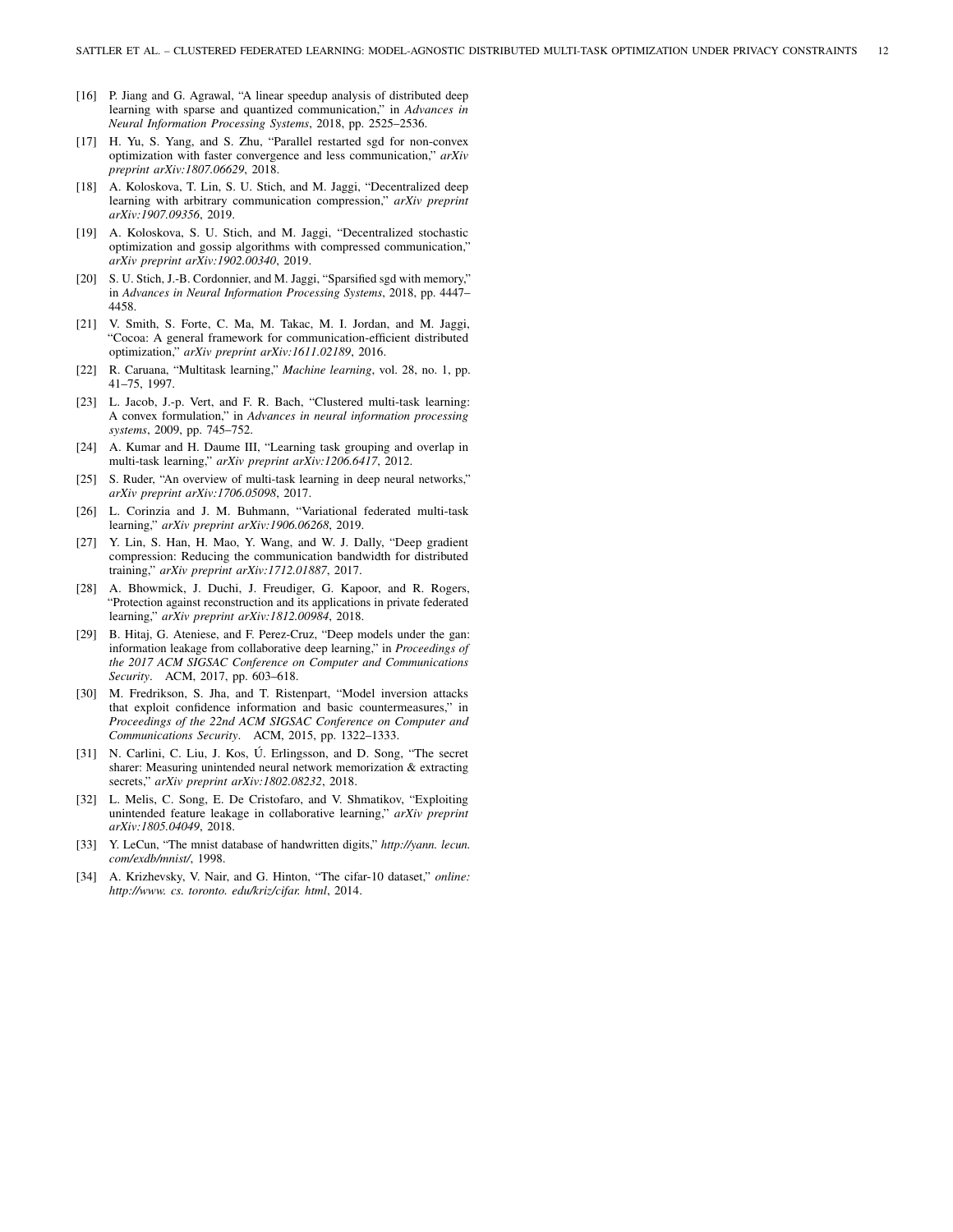[16] P. Jiang and G. Agrawal, "A linear speedup analysis of distributed deep learning with sparse and quantized communication," in *Advances in Neural Information Processing Systems*, 2018, pp. 2525–2536.

[17] H. Yu, S. Yang, and S. Zhu, "Parallel restarted sgd for non-convex optimization with faster convergence and less communication," *arXiv preprint arXiv:1807.06629*, 2018.

[18] A. Koloskova, T. Lin, S. U. Stich, and M. Jaggi, "Decentralized deep learning with arbitrary communication compression," *arXiv preprint arXiv:1907.09356*, 2019.

[19] A. Koloskova, S. U. Stich, and M. Jaggi, "Decentralized stochastic optimization and gossip algorithms with compressed communication," *arXiv preprint arXiv:1902.00340*, 2019.

[20] S. U. Stich, J.-B. Cordonnier, and M. Jaggi, "Sparsified sgd with memory," in *Advances in Neural Information Processing Systems*, 2018, pp. 4447–4458.

[21] V. Smith, S. Forte, C. Ma, M. Takac, M. I. Jordan, and M. Jaggi, "Cocoa: A general framework for communication-efficient distributed optimization," *arXiv preprint arXiv:1611.02189*, 2016.

[22] R. Caruana, "Multitask learning," *Machine learning*, vol. 28, no. 1, pp. 41–75, 1997.

[23] L. Jacob, J.-p. Vert, and F. R. Bach, "Clustered multi-task learning: A convex formulation," in *Advances in neural information processing systems*, 2009, pp. 745–752.

[24] A. Kumar and H. Daume III, "Learning task grouping and overlap in multi-task learning," *arXiv preprint arXiv:1206.6417*, 2012.

[25] S. Ruder, "An overview of multi-task learning in deep neural networks," *arXiv preprint arXiv:1706.05098*, 2017.

[26] L. Corinzia and J. M. Buhmann, "Variational federated multi-task learning," *arXiv preprint arXiv:1906.06268*, 2019.

[27] Y. Lin, S. Han, H. Mao, Y. Wang, and W. J. Dally, "Deep gradient compression: Reducing the communication bandwidth for distributed training," *arXiv preprint arXiv:1712.01887*, 2017.

[28] A. Bhowmick, J. Duchi, J. Freudiger, G. Kapoor, and R. Rogers, "Protection against reconstruction and its applications in private federated learning," *arXiv preprint arXiv:1812.00984*, 2018.

[29] B. Hitaj, G. Ateniese, and F. Perez-Cruz, "Deep models under the gan: information leakage from collaborative deep learning," in *Proceedings of the 2017 ACM SIGSAC Conference on Computer and Communications Security*. ACM, 2017, pp. 603–618.

[30] M. Fredrikson, S. Jha, and T. Ristenpart, "Model inversion attacks that exploit confidence information and basic countermeasures," in *Proceedings of the 22nd ACM SIGSAC Conference on Computer and Communications Security*. ACM, 2015, pp. 1322–1333.

[31] N. Carlini, C. Liu, J. Kos, Ú. Erlingsson, and D. Song, "The secret sharer: Measuring unintended neural network memorization & extracting secrets," *arXiv preprint arXiv:1802.08232*, 2018.

[32] L. Melis, C. Song, E. De Cristofaro, and V. Shmatikov, "Exploiting unintended feature leakage in collaborative learning," *arXiv preprint arXiv:1805.04049*, 2018.

[33] Y. LeCun, "The mnist database of handwritten digits," *http://yann. lecun. com/exdb/mnist/*, 1998.

[34] A. Krizhevsky, V. Nair, and G. Hinton, "The cifar-10 dataset," *online: http://www. cs. toronto. edu/kriz/cifar. html*, 2014.